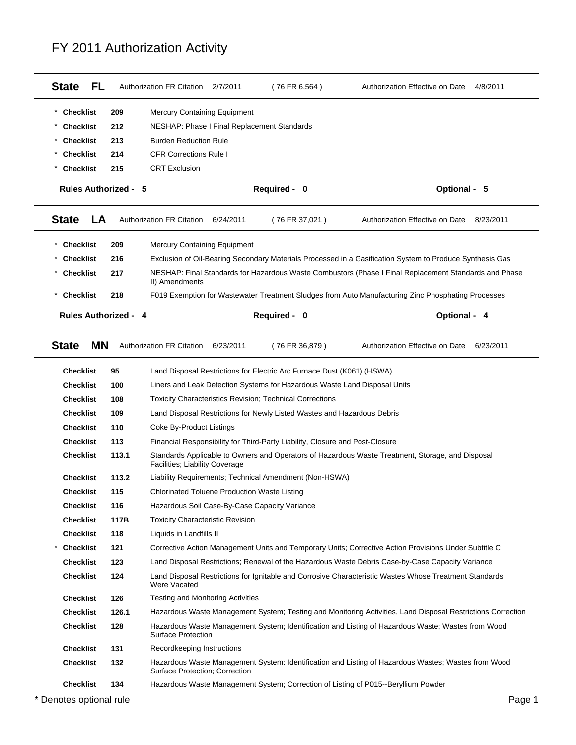# FY 2011 Authorization Activity

**State FL** | Authorization FR Citation 2/7/2011 (76 FR 6,564) | Authorization Effective on Date 4/8/2011

| | | | |
|---|---|---|---|
| * | **Checklist** | **209** | Mercury Containing Equipment |
| * | **Checklist** | **212** | NESHAP: Phase I Final Replacement Standards |
| * | **Checklist** | **213** | Burden Reduction Rule |
| * | **Checklist** | **214** | CFR Corrections Rule I |
| * | **Checklist** | **215** | CRT Exclusion |

**Rules Authorized - 5** | **Required - 0** | **Optional - 5**

**State LA** | Authorization FR Citation 6/24/2011 (76 FR 37,021) | Authorization Effective on Date 8/23/2011

| | | | |
|---|---|---|---|
| * | **Checklist** | **209** | Mercury Containing Equipment |
| * | **Checklist** | **216** | Exclusion of Oil-Bearing Secondary Materials Processed in a Gasification System to Produce Synthesis Gas |
| * | **Checklist** | **217** | NESHAP: Final Standards for Hazardous Waste Combustors (Phase I Final Replacement Standards and Phase II) Amendments |
| * | **Checklist** | **218** | F019 Exemption for Wastewater Treatment Sludges from Auto Manufacturing Zinc Phosphating Processes |

**Rules Authorized - 4** | **Required - 0** | **Optional - 4**

**State MN** | Authorization FR Citation 6/23/2011 (76 FR 36,879) | Authorization Effective on Date 6/23/2011

| | | | |
|---|---|---|---|
| | **Checklist** | **95** | Land Disposal Restrictions for Electric Arc Furnace Dust (K061) (HSWA) |
| | **Checklist** | **100** | Liners and Leak Detection Systems for Hazardous Waste Land Disposal Units |
| | **Checklist** | **108** | Toxicity Characteristics Revision; Technical Corrections |
| | **Checklist** | **109** | Land Disposal Restrictions for Newly Listed Wastes and Hazardous Debris |
| | **Checklist** | **110** | Coke By-Product Listings |
| | **Checklist** | **113** | Financial Responsibility for Third-Party Liability, Closure and Post-Closure |
| | **Checklist** | **113.1** | Standards Applicable to Owners and Operators of Hazardous Waste Treatment, Storage, and Disposal Facilities; Liability Coverage |
| | **Checklist** | **113.2** | Liability Requirements; Technical Amendment (Non-HSWA) |
| | **Checklist** | **115** | Chlorinated Toluene Production Waste Listing |
| | **Checklist** | **116** | Hazardous Soil Case-By-Case Capacity Variance |
| | **Checklist** | **117B** | Toxicity Characteristic Revision |
| | **Checklist** | **118** | Liquids in Landfills II |
| * | **Checklist** | **121** | Corrective Action Management Units and Temporary Units; Corrective Action Provisions Under Subtitle C |
| | **Checklist** | **123** | Land Disposal Restrictions; Renewal of the Hazardous Waste Debris Case-by-Case Capacity Variance |
| | **Checklist** | **124** | Land Disposal Restrictions for Ignitable and Corrosive Characteristic Wastes Whose Treatment Standards Were Vacated |
| | **Checklist** | **126** | Testing and Monitoring Activities |
| | **Checklist** | **126.1** | Hazardous Waste Management System; Testing and Monitoring Activities, Land Disposal Restrictions Correction |
| | **Checklist** | **128** | Hazardous Waste Management System; Identification and Listing of Hazardous Waste; Wastes from Wood Surface Protection |
| | **Checklist** | **131** | Recordkeeping Instructions |
| | **Checklist** | **132** | Hazardous Waste Management System: Identification and Listing of Hazardous Wastes; Wastes from Wood Surface Protection; Correction |
| | **Checklist** | **134** | Hazardous Waste Management System; Correction of Listing of P015--Beryllium Powder |

* Denotes optional rule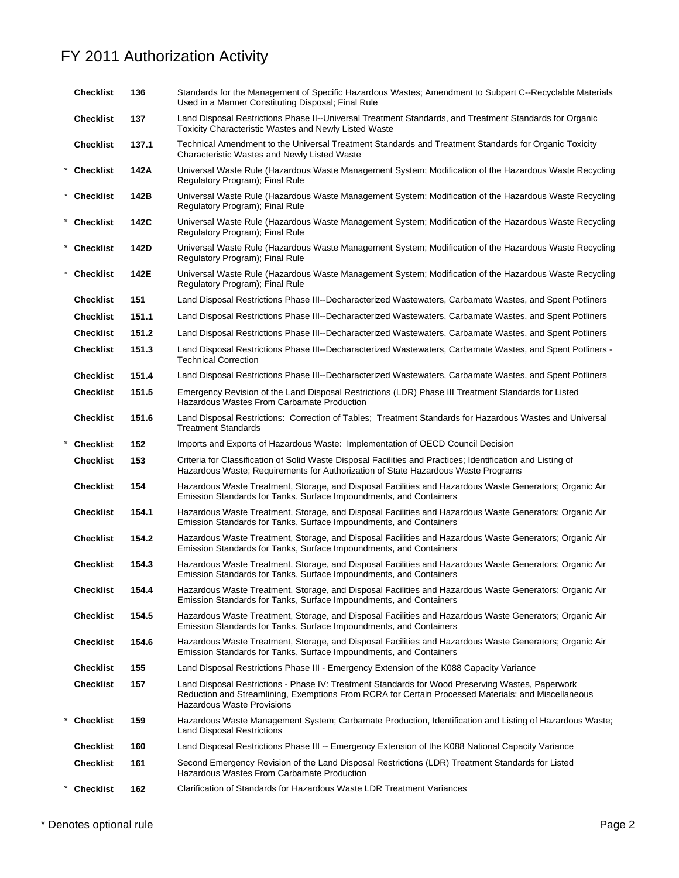# FY 2011 Authorization Activity

| | | | |
|---|---|---|---|
| | **Checklist** | **136** | Standards for the Management of Specific Hazardous Wastes; Amendment to Subpart C--Recyclable Materials Used in a Manner Constituting Disposal; Final Rule |
| | **Checklist** | **137** | Land Disposal Restrictions Phase II--Universal Treatment Standards, and Treatment Standards for Organic Toxicity Characteristic Wastes and Newly Listed Waste |
| | **Checklist** | **137.1** | Technical Amendment to the Universal Treatment Standards and Treatment Standards for Organic Toxicity Characteristic Wastes and Newly Listed Waste |
| * | **Checklist** | **142A** | Universal Waste Rule (Hazardous Waste Management System; Modification of the Hazardous Waste Recycling Regulatory Program); Final Rule |
| * | **Checklist** | **142B** | Universal Waste Rule (Hazardous Waste Management System; Modification of the Hazardous Waste Recycling Regulatory Program); Final Rule |
| * | **Checklist** | **142C** | Universal Waste Rule (Hazardous Waste Management System; Modification of the Hazardous Waste Recycling Regulatory Program); Final Rule |
| * | **Checklist** | **142D** | Universal Waste Rule (Hazardous Waste Management System; Modification of the Hazardous Waste Recycling Regulatory Program); Final Rule |
| * | **Checklist** | **142E** | Universal Waste Rule (Hazardous Waste Management System; Modification of the Hazardous Waste Recycling Regulatory Program); Final Rule |
| | **Checklist** | **151** | Land Disposal Restrictions Phase III--Decharacterized Wastewaters, Carbamate Wastes, and Spent Potliners |
| | **Checklist** | **151.1** | Land Disposal Restrictions Phase III--Decharacterized Wastewaters, Carbamate Wastes, and Spent Potliners |
| | **Checklist** | **151.2** | Land Disposal Restrictions Phase III--Decharacterized Wastewaters, Carbamate Wastes, and Spent Potliners |
| | **Checklist** | **151.3** | Land Disposal Restrictions Phase III--Decharacterized Wastewaters, Carbamate Wastes, and Spent Potliners - Technical Correction |
| | **Checklist** | **151.4** | Land Disposal Restrictions Phase III--Decharacterized Wastewaters, Carbamate Wastes, and Spent Potliners |
| | **Checklist** | **151.5** | Emergency Revision of the Land Disposal Restrictions (LDR) Phase III Treatment Standards for Listed Hazardous Wastes From Carbamate Production |
| | **Checklist** | **151.6** | Land Disposal Restrictions: Correction of Tables; Treatment Standards for Hazardous Wastes and Universal Treatment Standards |
| * | **Checklist** | **152** | Imports and Exports of Hazardous Waste: Implementation of OECD Council Decision |
| | **Checklist** | **153** | Criteria for Classification of Solid Waste Disposal Facilities and Practices; Identification and Listing of Hazardous Waste; Requirements for Authorization of State Hazardous Waste Programs |
| | **Checklist** | **154** | Hazardous Waste Treatment, Storage, and Disposal Facilities and Hazardous Waste Generators; Organic Air Emission Standards for Tanks, Surface Impoundments, and Containers |
| | **Checklist** | **154.1** | Hazardous Waste Treatment, Storage, and Disposal Facilities and Hazardous Waste Generators; Organic Air Emission Standards for Tanks, Surface Impoundments, and Containers |
| | **Checklist** | **154.2** | Hazardous Waste Treatment, Storage, and Disposal Facilities and Hazardous Waste Generators; Organic Air Emission Standards for Tanks, Surface Impoundments, and Containers |
| | **Checklist** | **154.3** | Hazardous Waste Treatment, Storage, and Disposal Facilities and Hazardous Waste Generators; Organic Air Emission Standards for Tanks, Surface Impoundments, and Containers |
| | **Checklist** | **154.4** | Hazardous Waste Treatment, Storage, and Disposal Facilities and Hazardous Waste Generators; Organic Air Emission Standards for Tanks, Surface Impoundments, and Containers |
| | **Checklist** | **154.5** | Hazardous Waste Treatment, Storage, and Disposal Facilities and Hazardous Waste Generators; Organic Air Emission Standards for Tanks, Surface Impoundments, and Containers |
| | **Checklist** | **154.6** | Hazardous Waste Treatment, Storage, and Disposal Facilities and Hazardous Waste Generators; Organic Air Emission Standards for Tanks, Surface Impoundments, and Containers |
| | **Checklist** | **155** | Land Disposal Restrictions Phase III - Emergency Extension of the K088 Capacity Variance |
| | **Checklist** | **157** | Land Disposal Restrictions - Phase IV: Treatment Standards for Wood Preserving Wastes, Paperwork Reduction and Streamlining, Exemptions From RCRA for Certain Processed Materials; and Miscellaneous Hazardous Waste Provisions |
| * | **Checklist** | **159** | Hazardous Waste Management System; Carbamate Production, Identification and Listing of Hazardous Waste; Land Disposal Restrictions |
| | **Checklist** | **160** | Land Disposal Restrictions Phase III -- Emergency Extension of the K088 National Capacity Variance |
| | **Checklist** | **161** | Second Emergency Revision of the Land Disposal Restrictions (LDR) Treatment Standards for Listed Hazardous Wastes From Carbamate Production |
| * | **Checklist** | **162** | Clarification of Standards for Hazardous Waste LDR Treatment Variances |

\* Denotes optional rule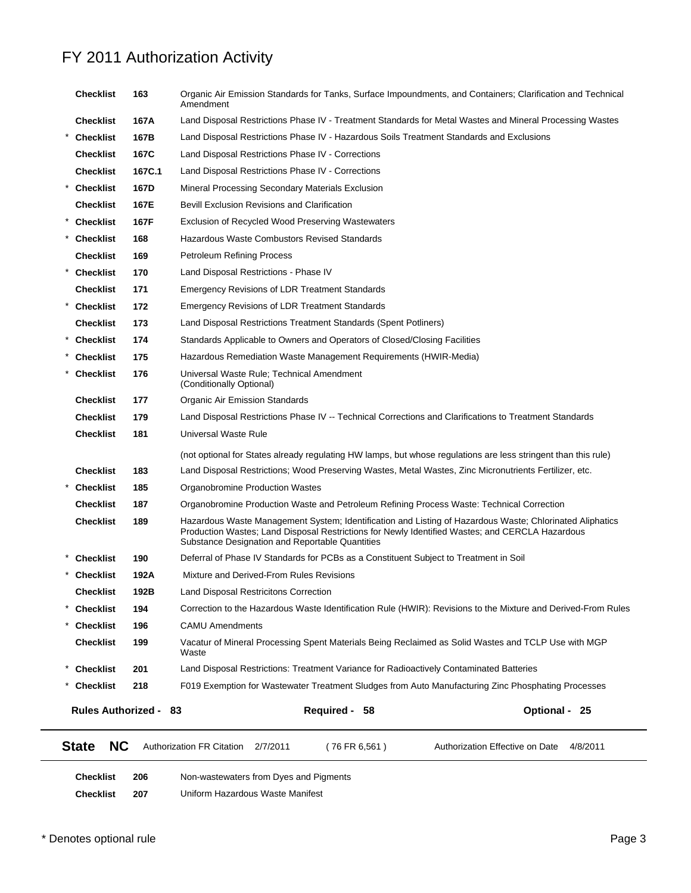# FY 2011 Authorization Activity

| | | | |
|---|---|---|---|
| | Checklist | 163 | Organic Air Emission Standards for Tanks, Surface Impoundments, and Containers; Clarification and Technical Amendment |
| | Checklist | 167A | Land Disposal Restrictions Phase IV - Treatment Standards for Metal Wastes and Mineral Processing Wastes |
| * | Checklist | 167B | Land Disposal Restrictions Phase IV - Hazardous Soils Treatment Standards and Exclusions |
| | Checklist | 167C | Land Disposal Restrictions Phase IV - Corrections |
| | Checklist | 167C.1 | Land Disposal Restrictions Phase IV - Corrections |
| * | Checklist | 167D | Mineral Processing Secondary Materials Exclusion |
| | Checklist | 167E | Bevill Exclusion Revisions and Clarification |
| * | Checklist | 167F | Exclusion of Recycled Wood Preserving Wastewaters |
| * | Checklist | 168 | Hazardous Waste Combustors Revised Standards |
| | Checklist | 169 | Petroleum Refining Process |
| * | Checklist | 170 | Land Disposal Restrictions - Phase IV |
| | Checklist | 171 | Emergency Revisions of LDR Treatment Standards |
| * | Checklist | 172 | Emergency Revisions of LDR Treatment Standards |
| | Checklist | 173 | Land Disposal Restrictions Treatment Standards (Spent Potliners) |
| * | Checklist | 174 | Standards Applicable to Owners and Operators of Closed/Closing Facilities |
| * | Checklist | 175 | Hazardous Remediation Waste Management Requirements (HWIR-Media) |
| * | Checklist | 176 | Universal Waste Rule; Technical Amendment (Conditionally Optional) |
| | Checklist | 177 | Organic Air Emission Standards |
| | Checklist | 179 | Land Disposal Restrictions Phase IV -- Technical Corrections and Clarifications to Treatment Standards |
| | Checklist | 181 | Universal Waste Rule<br>(not optional for States already regulating HW lamps, but whose regulations are less stringent than this rule) |
| | Checklist | 183 | Land Disposal Restrictions; Wood Preserving Wastes, Metal Wastes, Zinc Micronutrients Fertilizer, etc. |
| * | Checklist | 185 | Organobromine Production Wastes |
| | Checklist | 187 | Organobromine Production Waste and Petroleum Refining Process Waste: Technical Correction |
| | Checklist | 189 | Hazardous Waste Management System; Identification and Listing of Hazardous Waste; Chlorinated Aliphatics Production Wastes; Land Disposal Restrictions for Newly Identified Wastes; and CERCLA Hazardous Substance Designation and Reportable Quantities |
| * | Checklist | 190 | Deferral of Phase IV Standards for PCBs as a Constituent Subject to Treatment in Soil |
| * | Checklist | 192A | Mixture and Derived-From Rules Revisions |
| | Checklist | 192B | Land Disposal Restricitons Correction |
| * | Checklist | 194 | Correction to the Hazardous Waste Identification Rule (HWIR): Revisions to the Mixture and Derived-From Rules |
| * | Checklist | 196 | CAMU Amendments |
| | Checklist | 199 | Vacatur of Mineral Processing Spent Materials Being Reclaimed as Solid Wastes and TCLP Use with MGP Waste |
| * | Checklist | 201 | Land Disposal Restrictions: Treatment Variance for Radioactively Contaminated Batteries |
| * | Checklist | 218 | F019 Exemption for Wastewater Treatment Sludges from Auto Manufacturing Zinc Phosphating Processes |

**Rules Authorized - 83** **Required - 58** **Optional - 25**

---

**State NC** Authorization FR Citation 2/7/2011 ( 76 FR 6,561 ) Authorization Effective on Date 4/8/2011

---

| | | |
|---|---|---|
| Checklist | 206 | Non-wastewaters from Dyes and Pigments |
| Checklist | 207 | Uniform Hazardous Waste Manifest |

* Denotes optional rule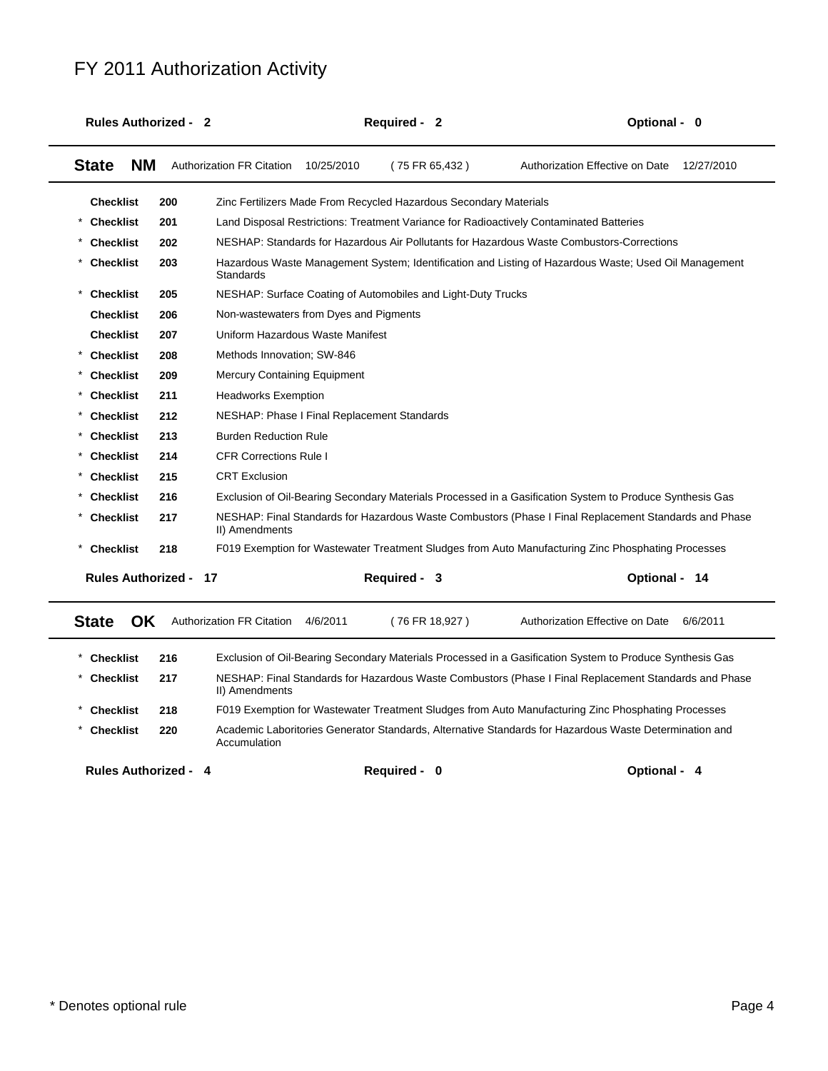# FY 2011 Authorization Activity

**Rules Authorized - 2** **Required - 2** **Optional - 0**

---

**State NM** Authorization FR Citation 10/25/2010 ( 75 FR 65,432 ) Authorization Effective on Date 12/27/2010

| | | | |
|---|---|---|---|
| | **Checklist** | **200** | Zinc Fertilizers Made From Recycled Hazardous Secondary Materials |
| * | **Checklist** | **201** | Land Disposal Restrictions: Treatment Variance for Radioactively Contaminated Batteries |
| * | **Checklist** | **202** | NESHAP: Standards for Hazardous Air Pollutants for Hazardous Waste Combustors-Corrections |
| * | **Checklist** | **203** | Hazardous Waste Management System; Identification and Listing of Hazardous Waste; Used Oil Management Standards |
| * | **Checklist** | **205** | NESHAP: Surface Coating of Automobiles and Light-Duty Trucks |
| | **Checklist** | **206** | Non-wastewaters from Dyes and Pigments |
| | **Checklist** | **207** | Uniform Hazardous Waste Manifest |
| * | **Checklist** | **208** | Methods Innovation; SW-846 |
| * | **Checklist** | **209** | Mercury Containing Equipment |
| * | **Checklist** | **211** | Headworks Exemption |
| * | **Checklist** | **212** | NESHAP: Phase I Final Replacement Standards |
| * | **Checklist** | **213** | Burden Reduction Rule |
| * | **Checklist** | **214** | CFR Corrections Rule I |
| * | **Checklist** | **215** | CRT Exclusion |
| * | **Checklist** | **216** | Exclusion of Oil-Bearing Secondary Materials Processed in a Gasification System to Produce Synthesis Gas |
| * | **Checklist** | **217** | NESHAP: Final Standards for Hazardous Waste Combustors (Phase I Final Replacement Standards and Phase II) Amendments |
| * | **Checklist** | **218** | F019 Exemption for Wastewater Treatment Sludges from Auto Manufacturing Zinc Phosphating Processes |

**Rules Authorized - 17** **Required - 3** **Optional - 14**

---

**State OK** Authorization FR Citation 4/6/2011 ( 76 FR 18,927 ) Authorization Effective on Date 6/6/2011

| | | | |
|---|---|---|---|
| * | **Checklist** | **216** | Exclusion of Oil-Bearing Secondary Materials Processed in a Gasification System to Produce Synthesis Gas |
| * | **Checklist** | **217** | NESHAP: Final Standards for Hazardous Waste Combustors (Phase I Final Replacement Standards and Phase II) Amendments |
| * | **Checklist** | **218** | F019 Exemption for Wastewater Treatment Sludges from Auto Manufacturing Zinc Phosphating Processes |
| * | **Checklist** | **220** | Academic Laboritories Generator Standards, Alternative Standards for Hazardous Waste Determination and Accumulation |

**Rules Authorized - 4** **Required - 0** **Optional - 4**

\* Denotes optional rule